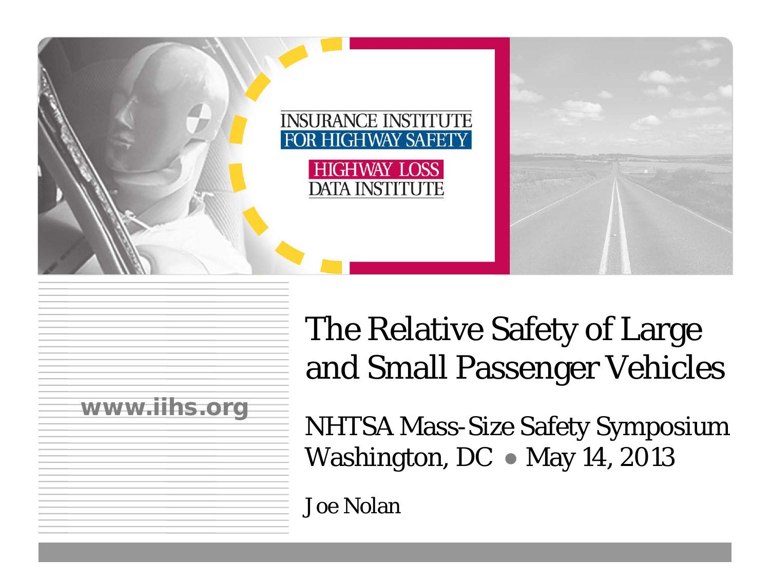INSURANCE INSTITUTE FOR HIGHWAY SAFETY

HIGHWAY LOSS DATA INSTITUTE

www.iihs.org

# The Relative Safety of Large and Small Passenger Vehicles

NHTSA Mass-Size Safety Symposium
Washington, DC • May 14, 2013

Joe Nolan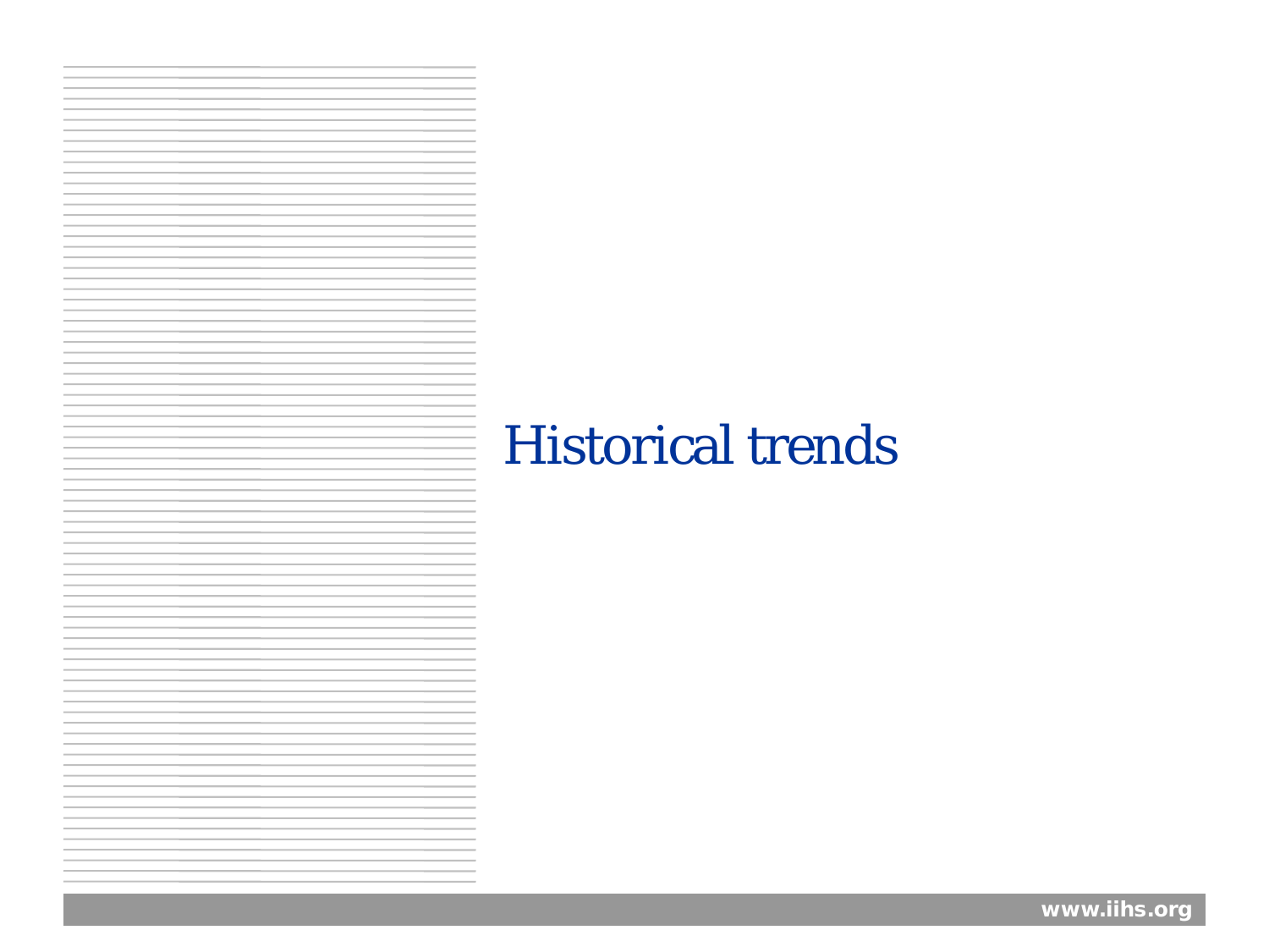# Historical trends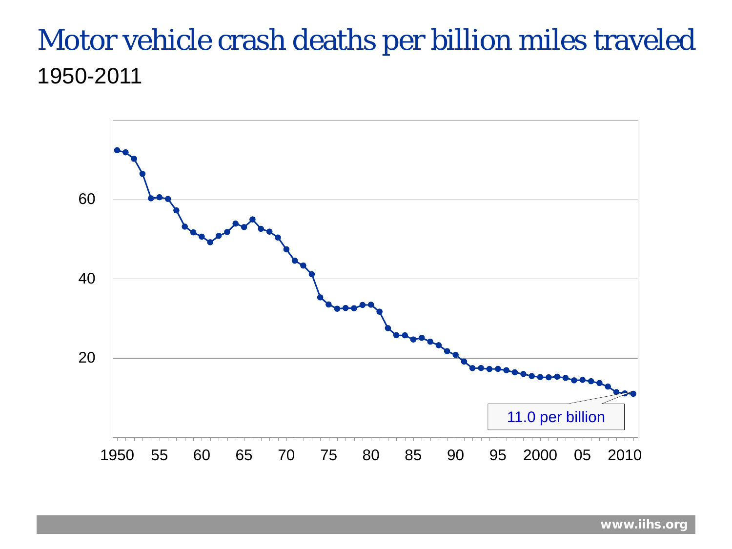# Motor vehicle crash deaths per billion miles traveled

1950-2011

11.0 per billion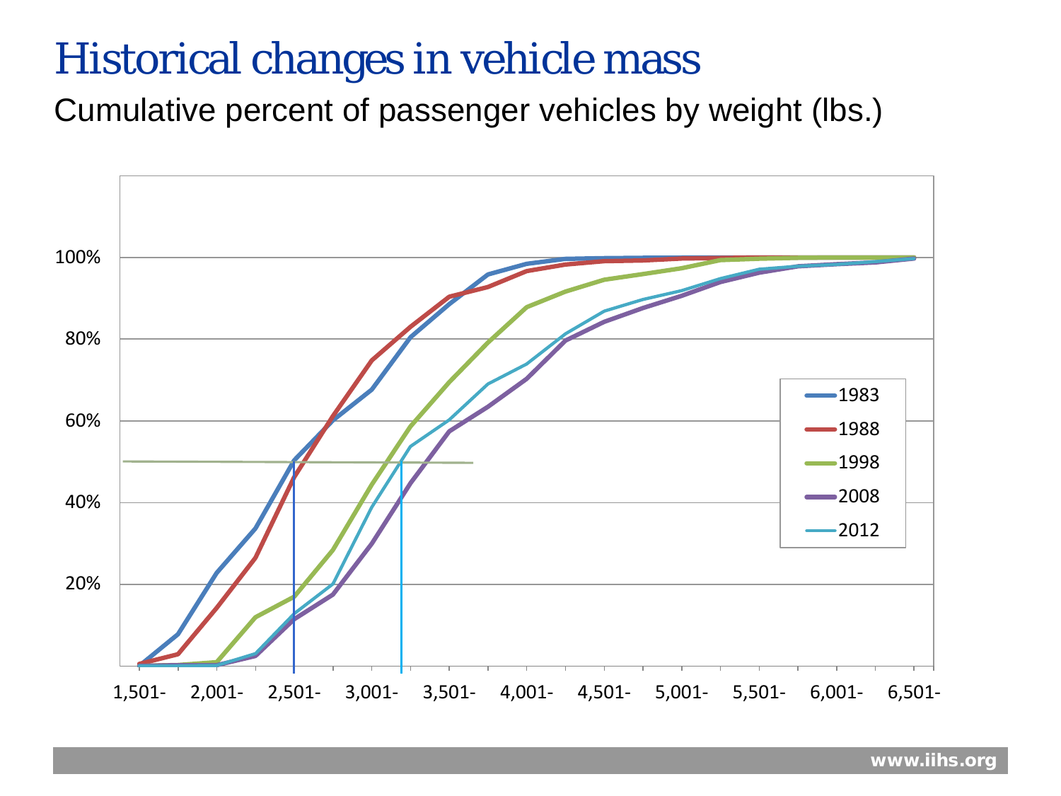# Historical changes in vehicle mass

Cumulative percent of passenger vehicles by weight (lbs.)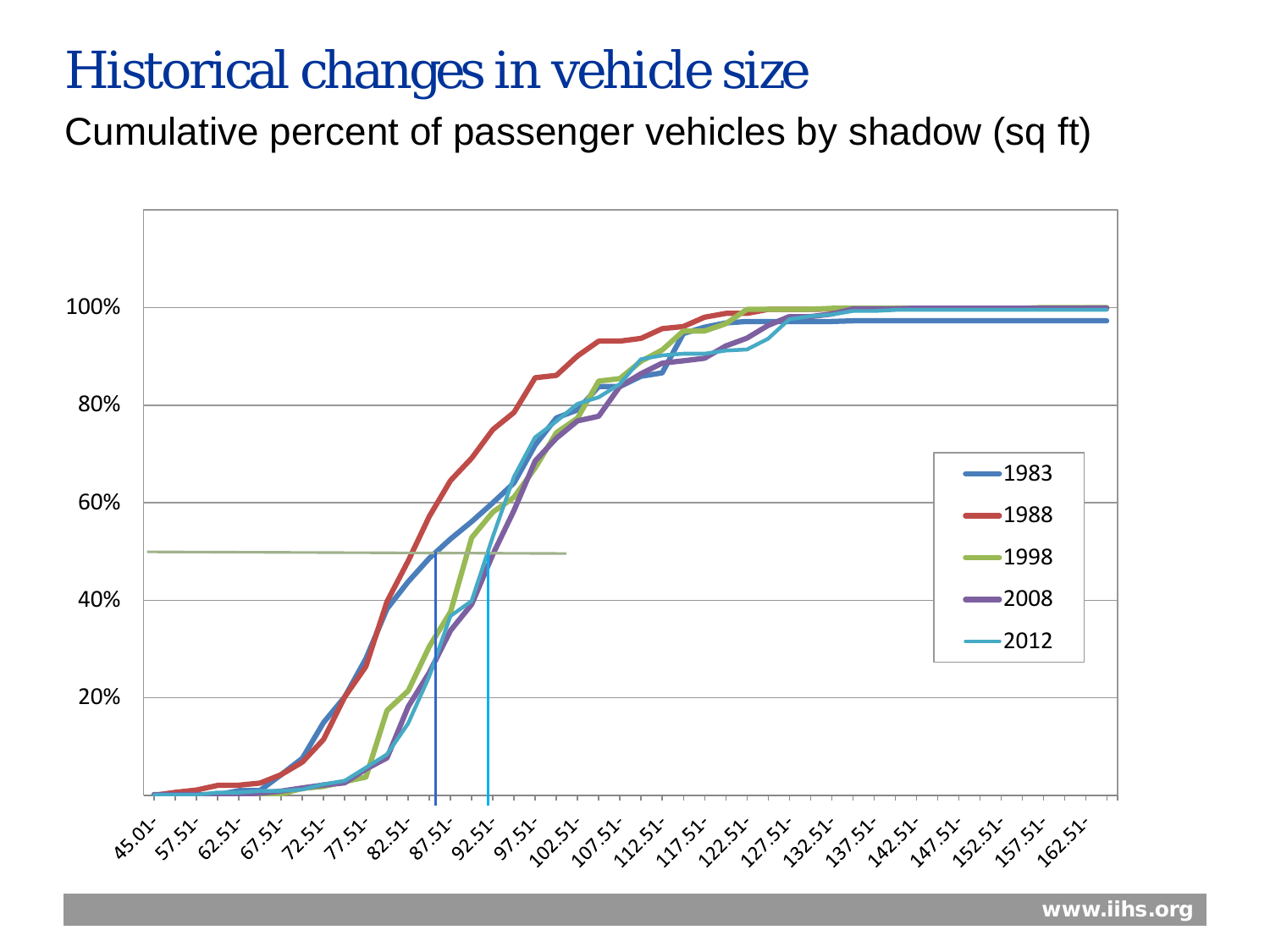# Historical changes in vehicle size

Cumulative percent of passenger vehicles by shadow (sq ft)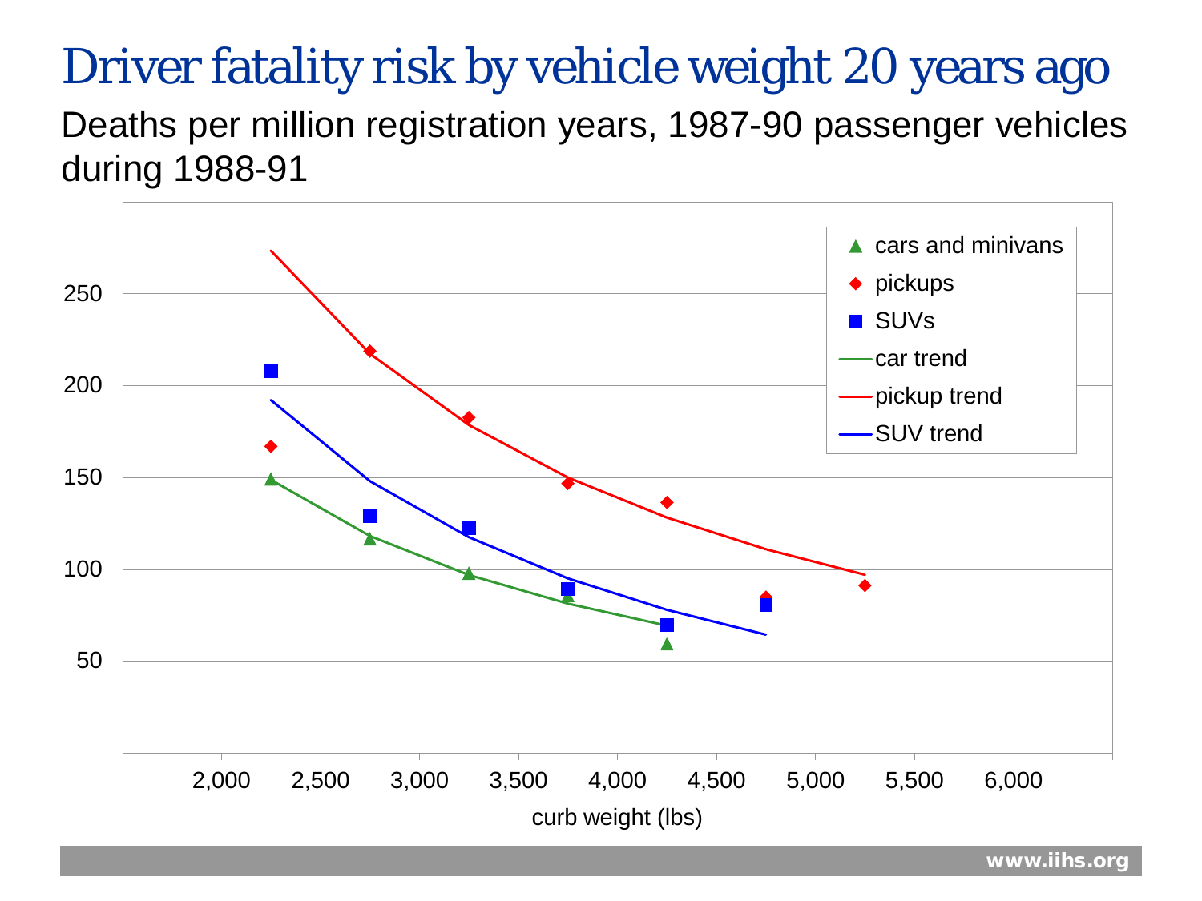# Driver fatality risk by vehicle weight 20 years ago

Deaths per million registration years, 1987-90 passenger vehicles during 1988-91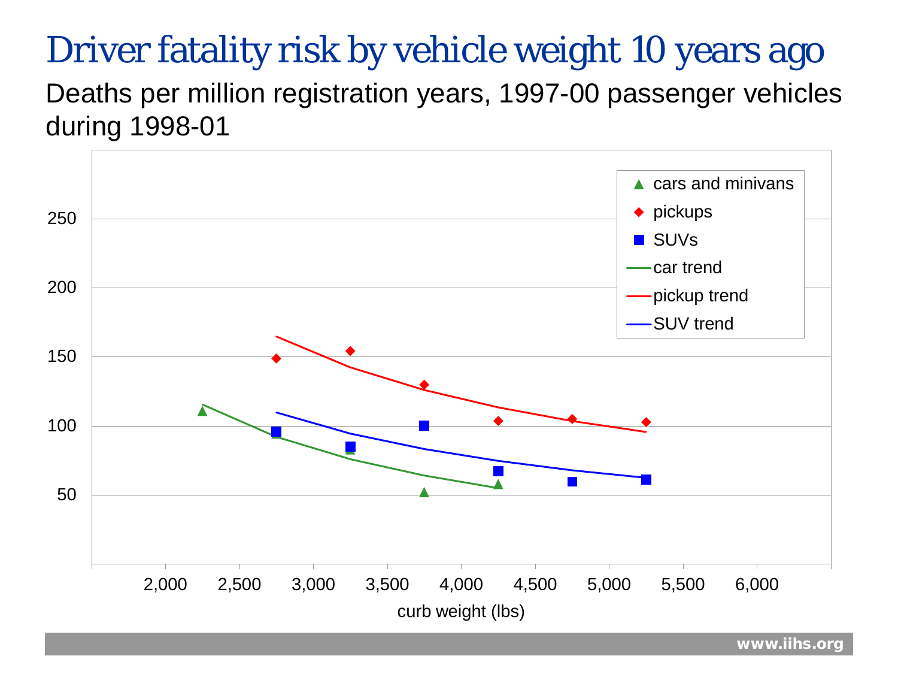# Driver fatality risk by vehicle weight 10 years ago

Deaths per million registration years, 1997-00 passenger vehicles during 1998-01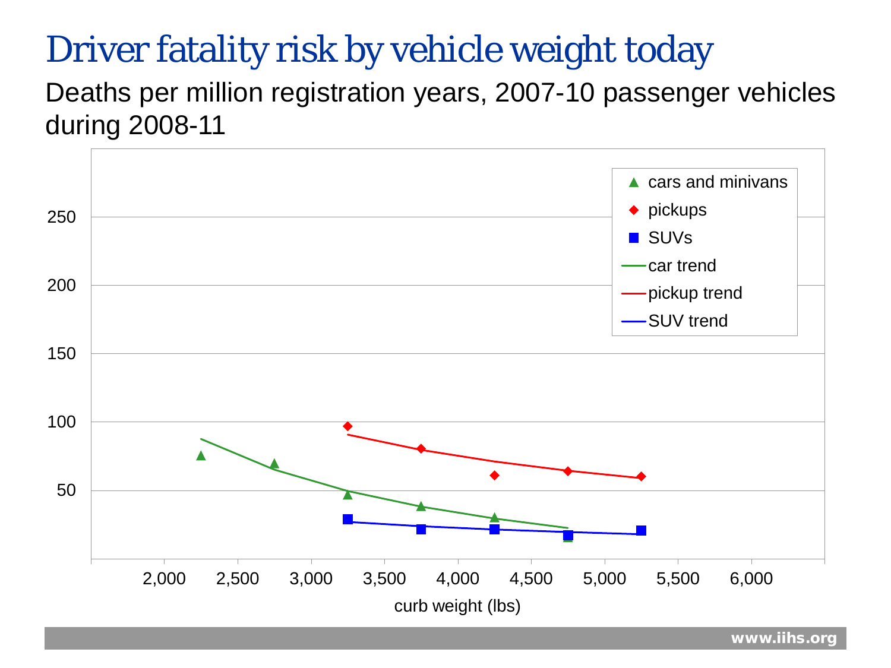# Driver fatality risk by vehicle weight today

Deaths per million registration years, 2007-10 passenger vehicles during 2008-11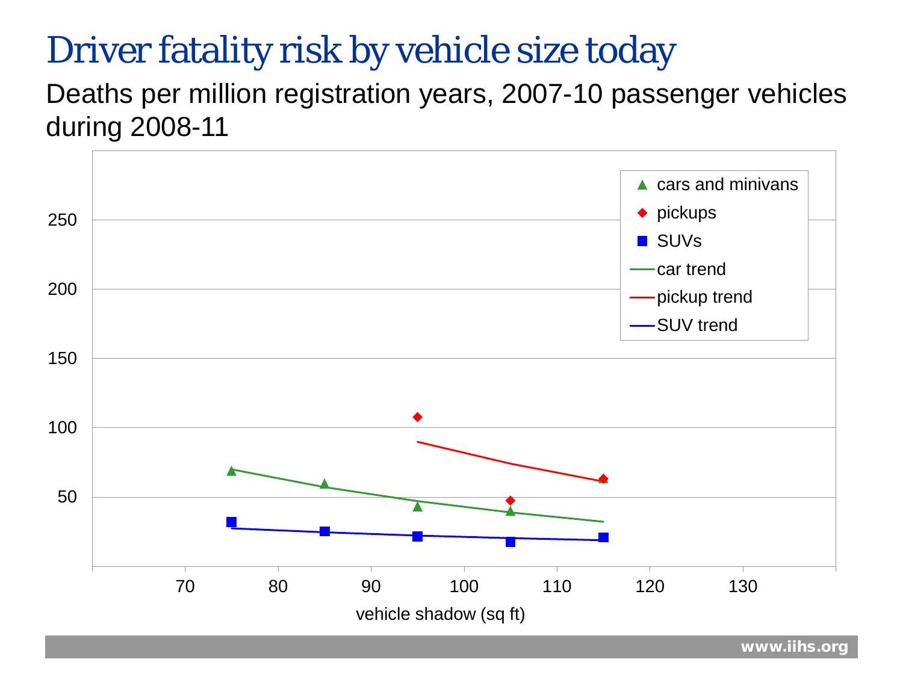# Driver fatality risk by vehicle size today

Deaths per million registration years, 2007-10 passenger vehicles during 2008-11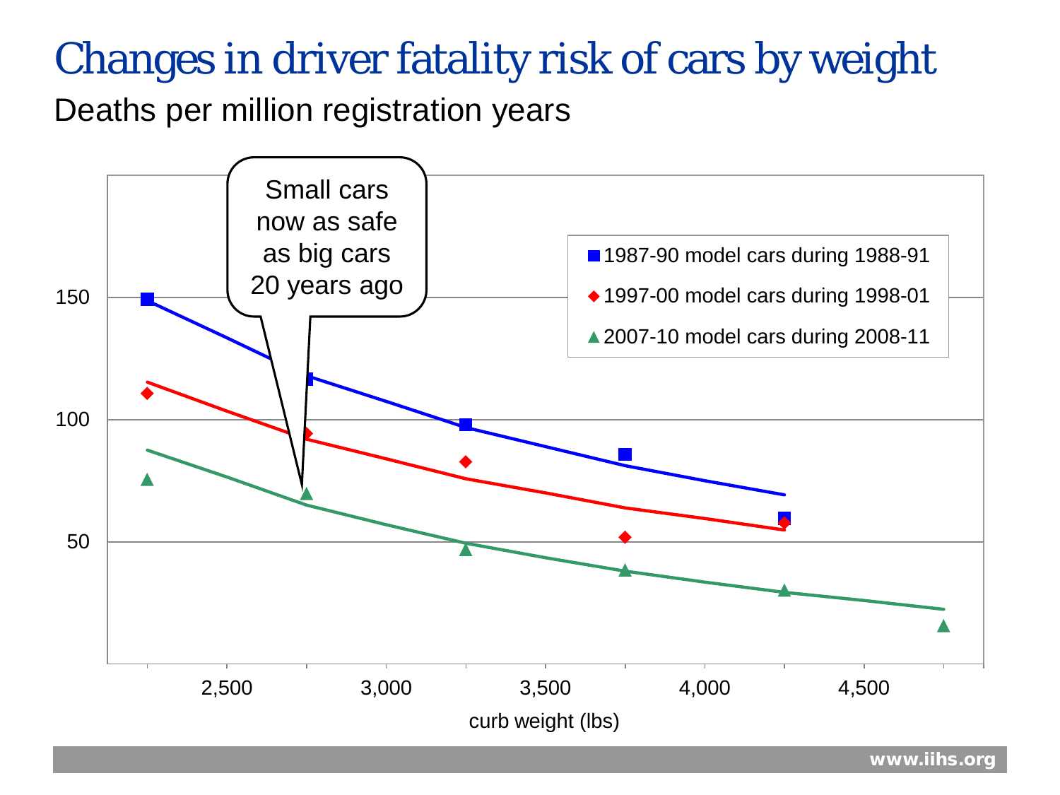# Changes in driver fatality risk of cars by weight

Deaths per million registration years

Small cars now as safe as big cars 20 years ago

- 1987-90 model cars during 1988-91
- 1997-00 model cars during 1998-01
- 2007-10 model cars during 2008-11

curb weight (lbs)

www.iihs.org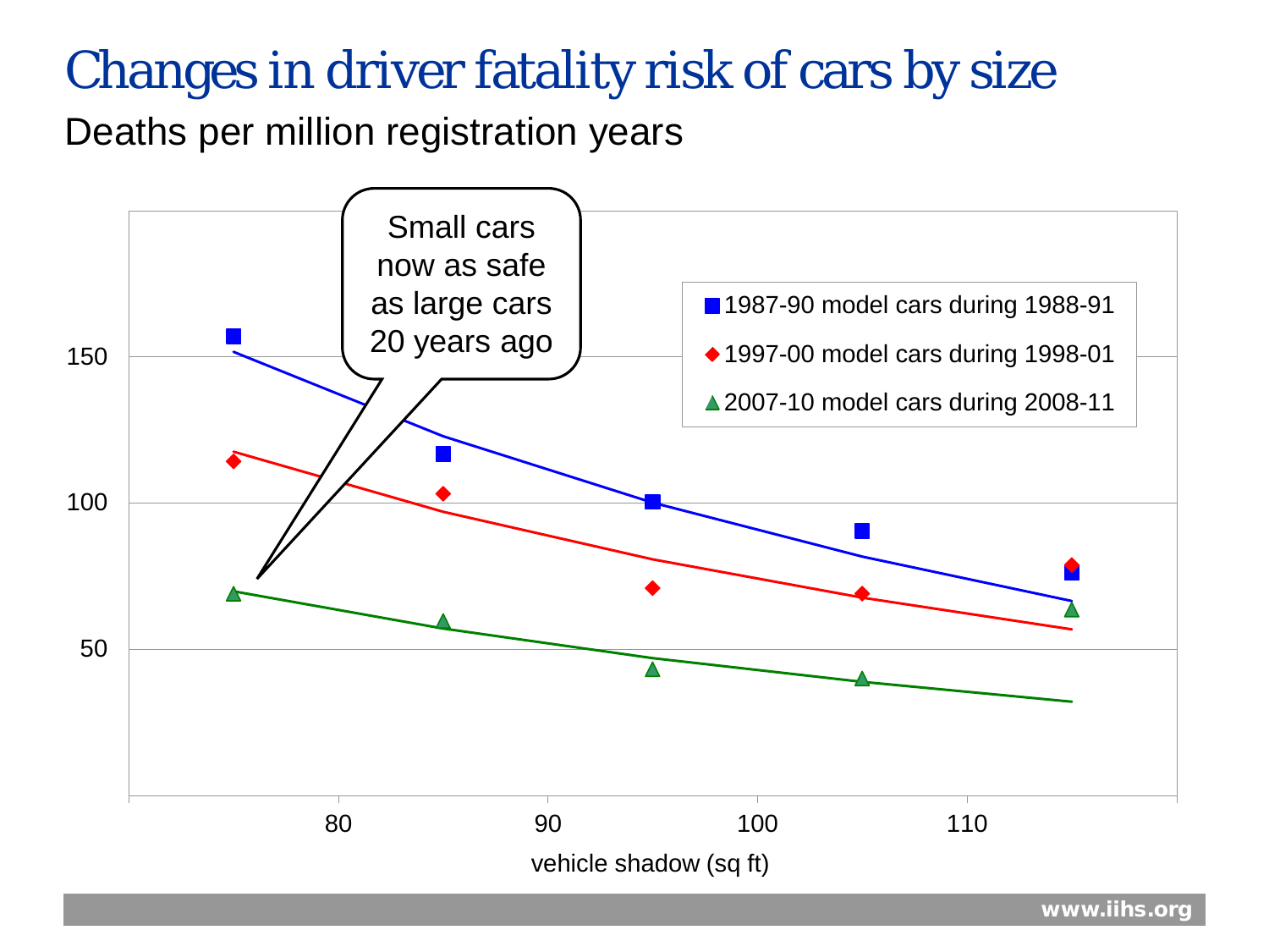# Changes in driver fatality risk of cars by size

Deaths per million registration years

Small cars now as safe as large cars 20 years ago

- 1987-90 model cars during 1988-91
- 1997-00 model cars during 1998-01
- 2007-10 model cars during 2008-11

vehicle shadow (sq ft)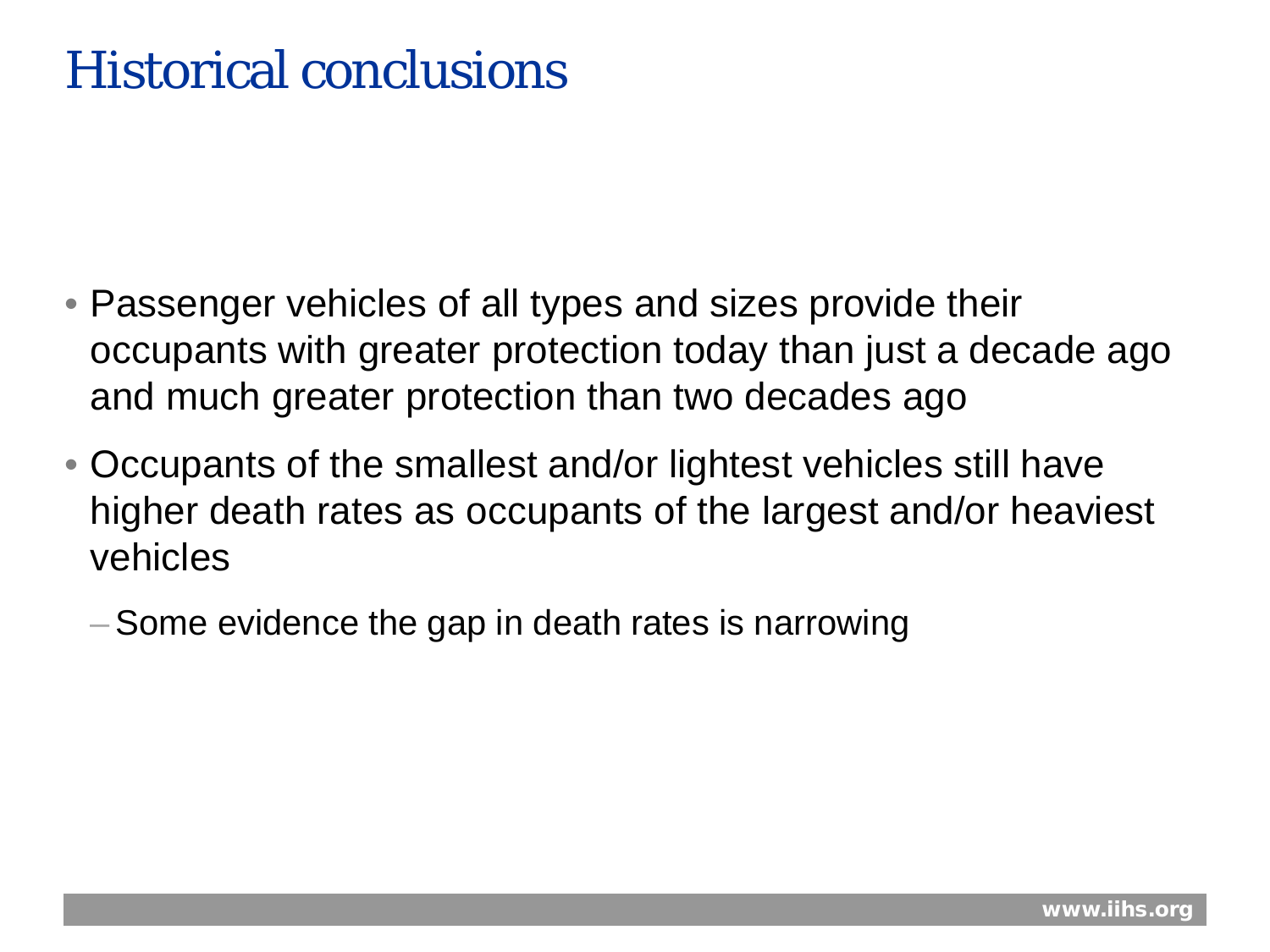# Historical conclusions

- Passenger vehicles of all types and sizes provide their occupants with greater protection today than just a decade ago and much greater protection than two decades ago
- Occupants of the smallest and/or lightest vehicles still have higher death rates as occupants of the largest and/or heaviest vehicles
  - Some evidence the gap in death rates is narrowing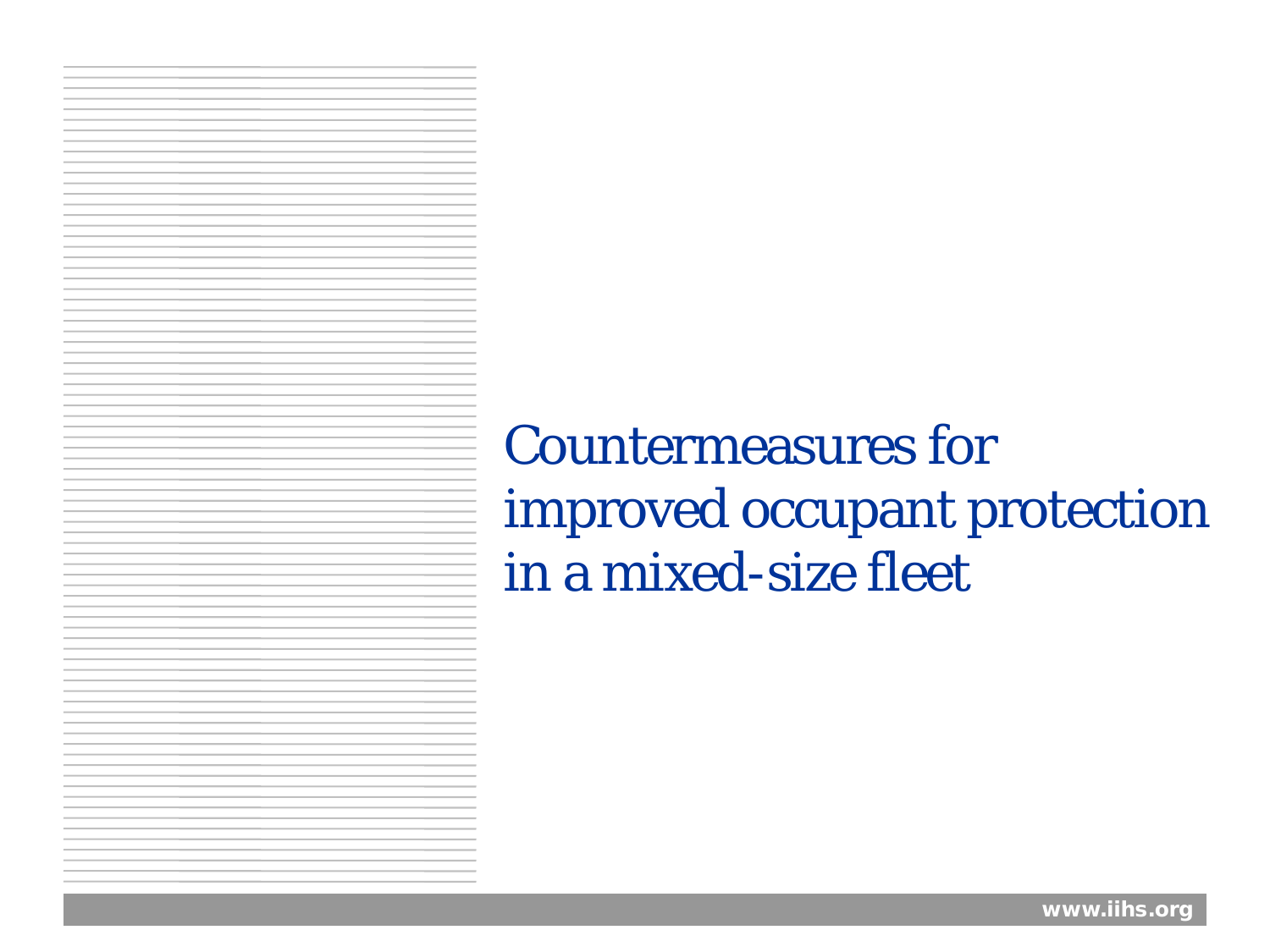# Countermeasures for improved occupant protection in a mixed-size fleet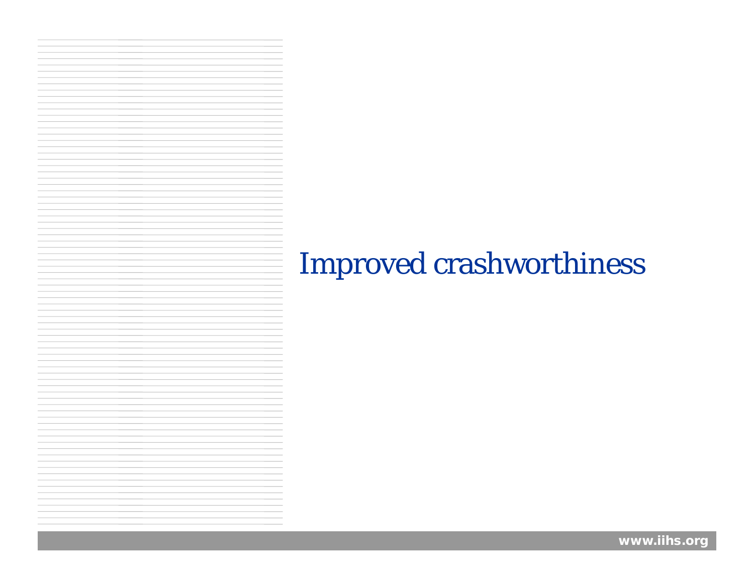# Improved crashworthiness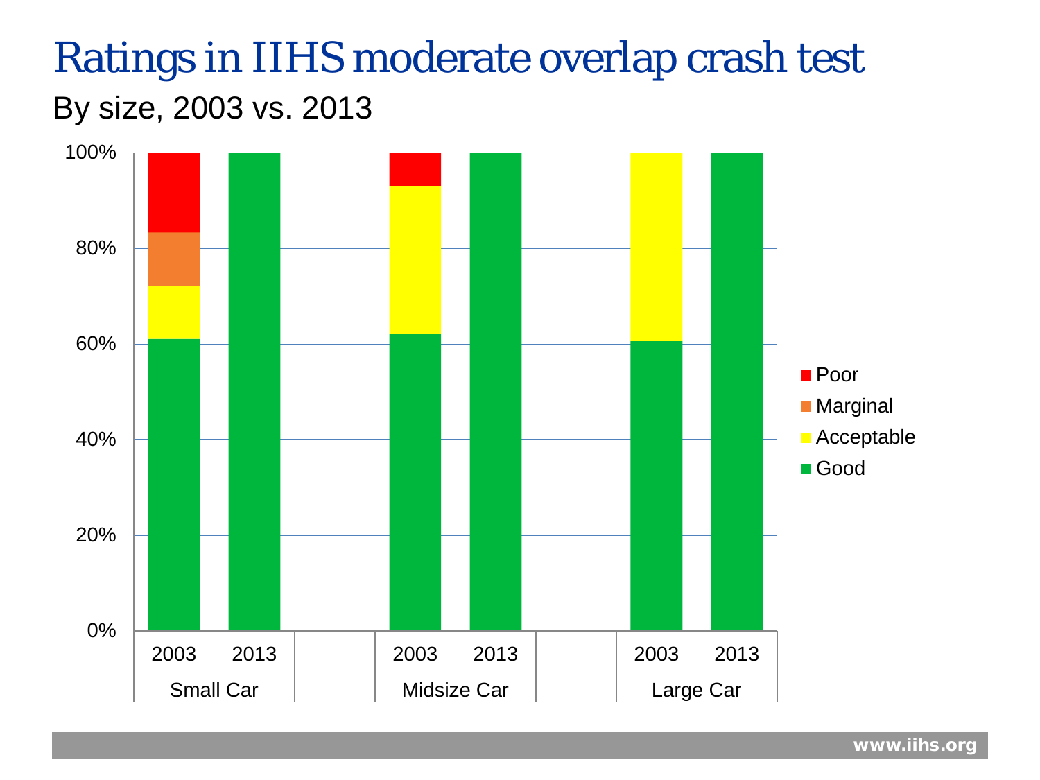# Ratings in IIHS moderate overlap crash test

By size, 2003 vs. 2013

100%
80%
60%
40%
20%
0%

2003 2013
Small Car

2003 2013
Midsize Car

2003 2013
Large Car

- Poor
- Marginal
- Acceptable
- Good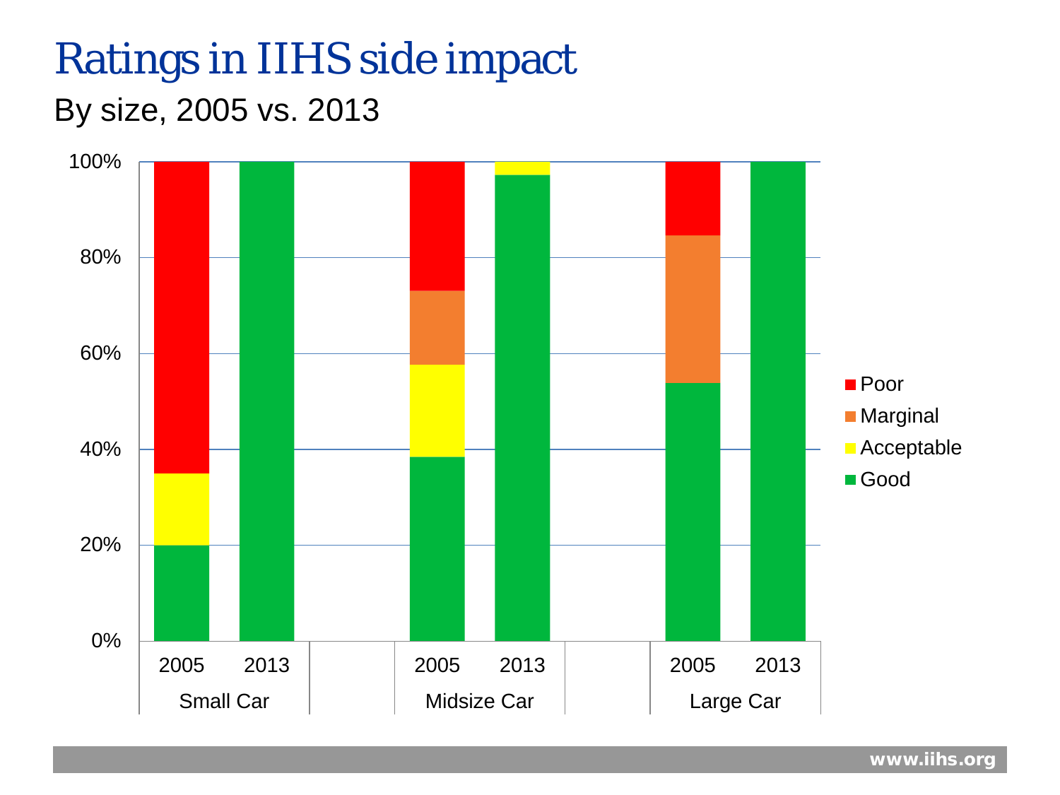# Ratings in IIHS side impact

By size, 2005 vs. 2013

| | Small Car 2005 | Small Car 2013 | Midsize Car 2005 | Midsize Car 2013 | Large Car 2005 | Large Car 2013 |
|---|---|---|---|---|---|---|
| Poor | | | | | | |
| Marginal | | | | | | |
| Acceptable | | | | | | |
| Good | | | | | | |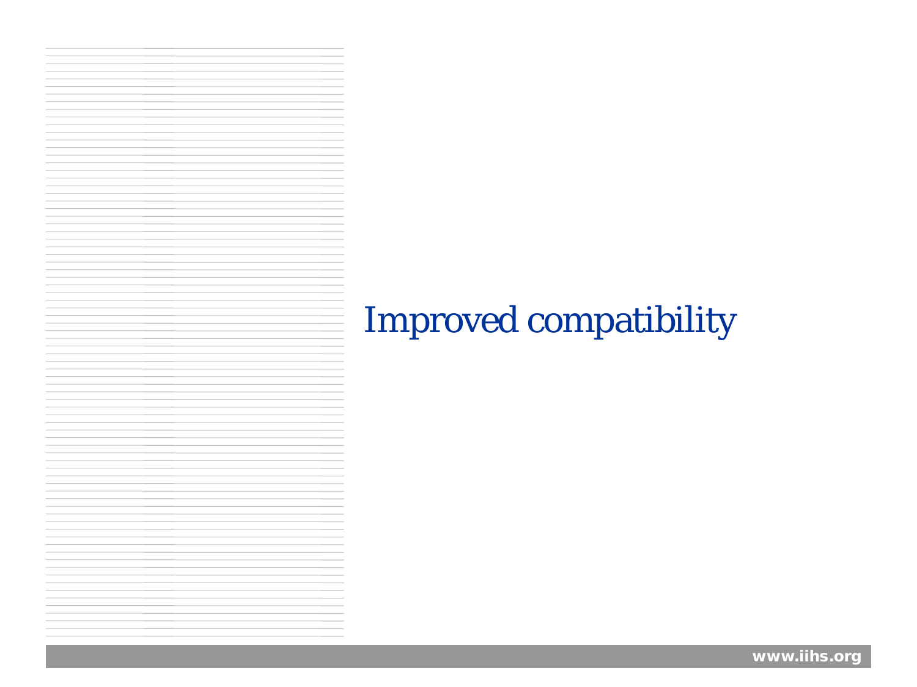# Improved compatibility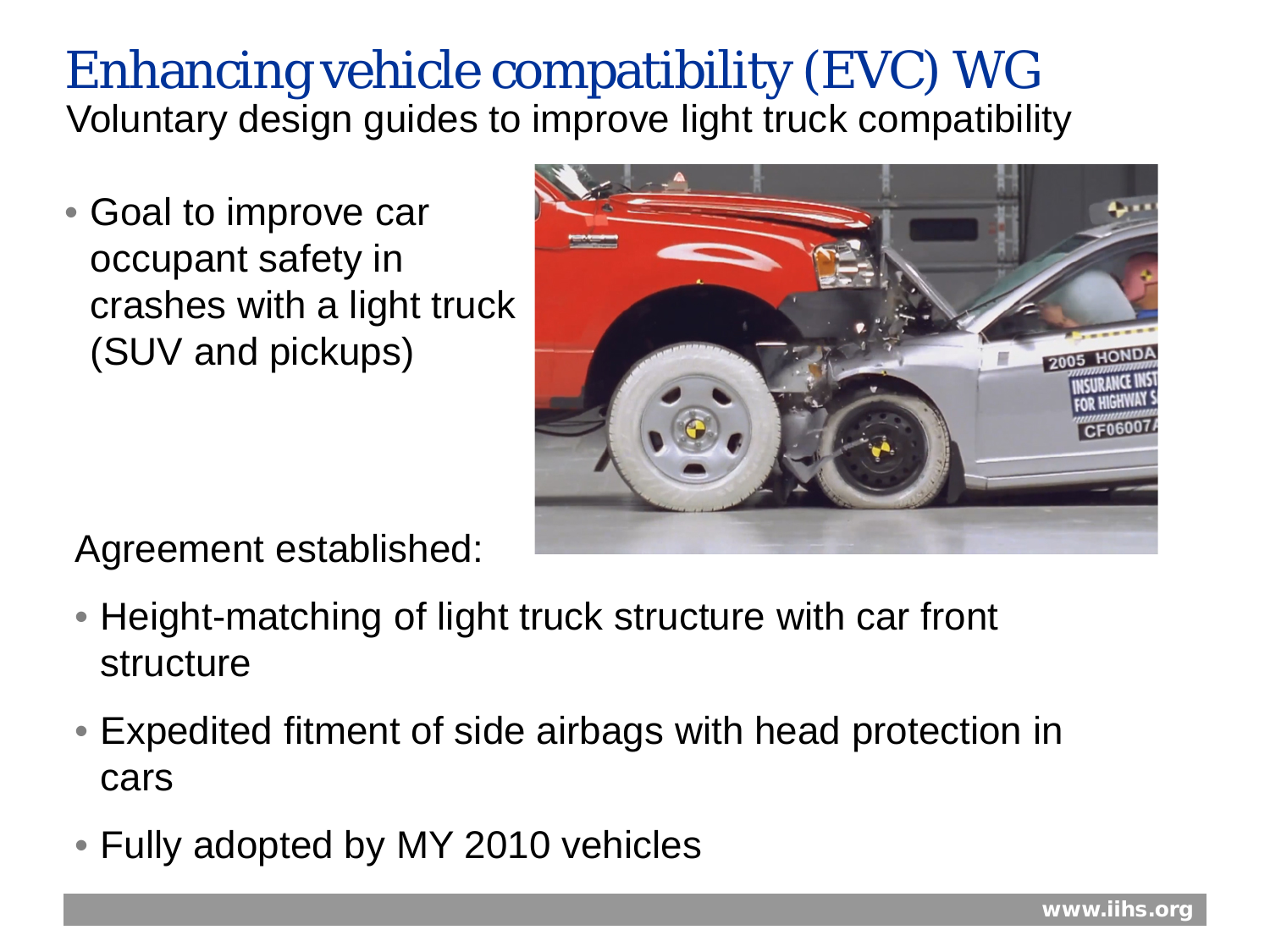# Enhancing vehicle compatibility (EVC) WG

Voluntary design guides to improve light truck compatibility

- Goal to improve car occupant safety in crashes with a light truck (SUV and pickups)

Agreement established:

- Height-matching of light truck structure with car front structure
- Expedited fitment of side airbags with head protection in cars
- Fully adopted by MY 2010 vehicles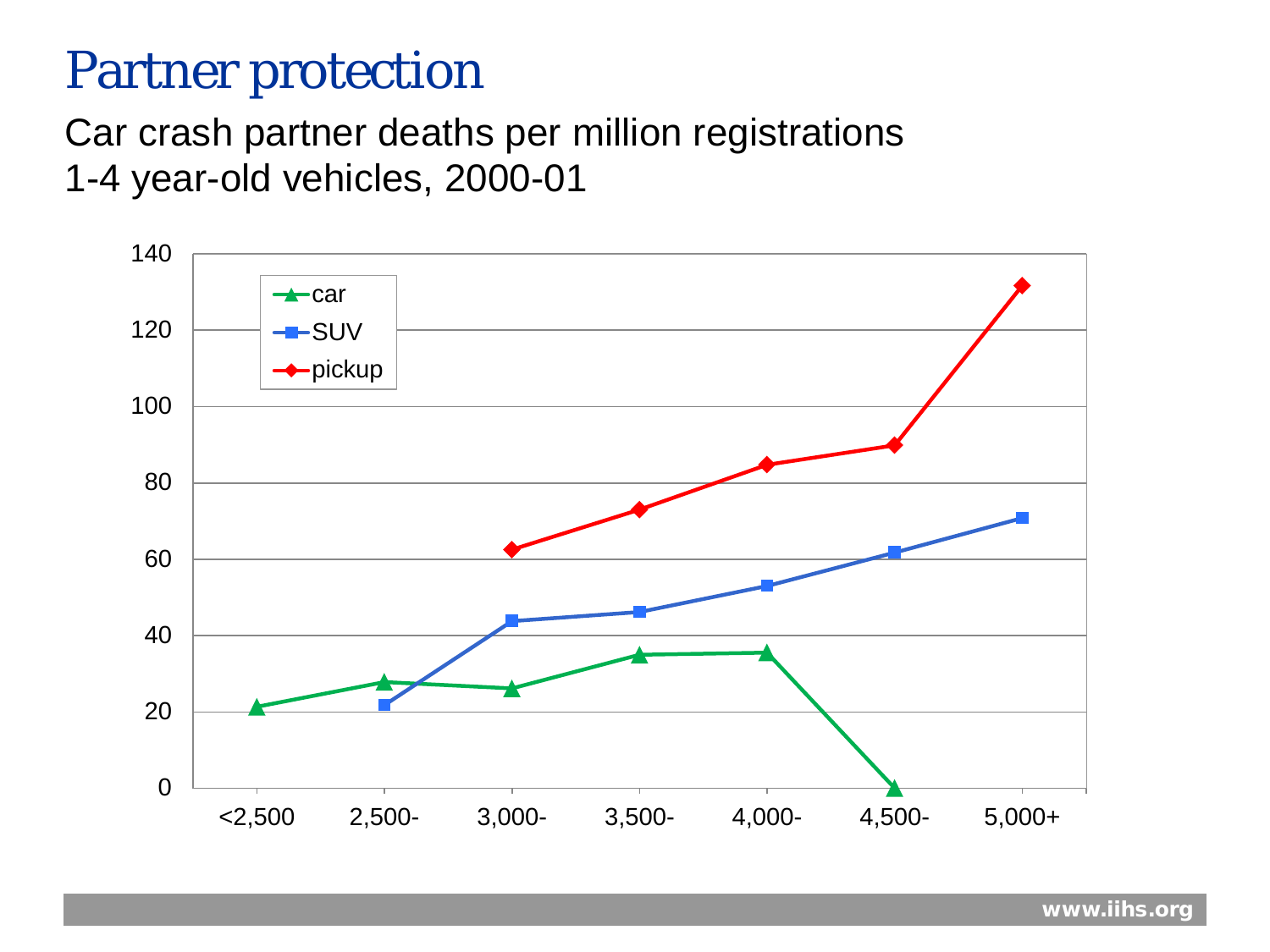# Partner protection

Car crash partner deaths per million registrations
1-4 year-old vehicles, 2000-01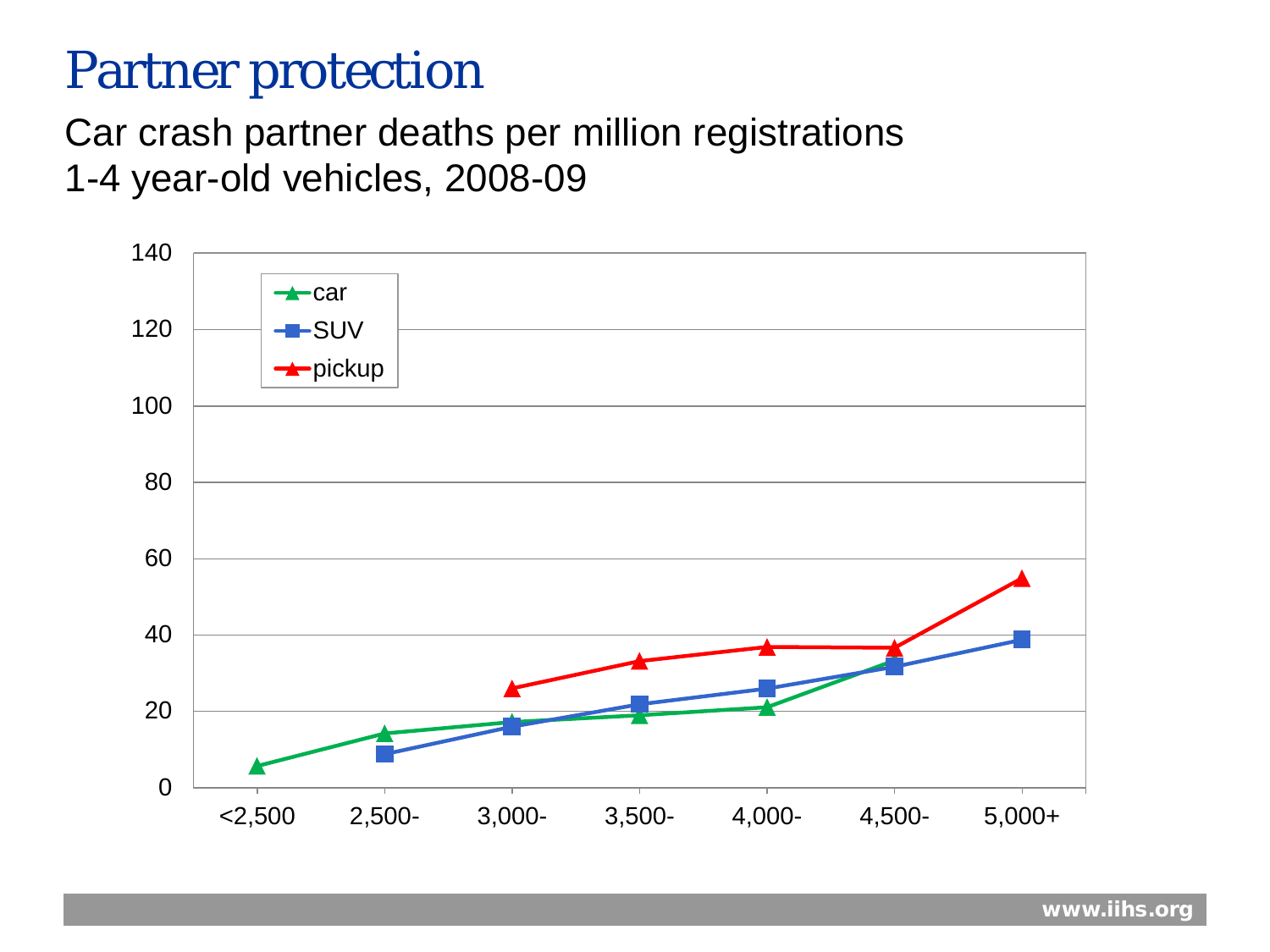# Partner protection

Car crash partner deaths per million registrations
1-4 year-old vehicles, 2008-09

| Weight | car | SUV | pickup |
|---|---|---|---|
| <2,500 | 6 | | |
| 2,500- | 14 | 9 | |
| 3,000- | 17 | 16 | 26 |
| 3,500- | 19 | 22 | 33 |
| 4,000- | 21 | 26 | 37 |
| 4,500- | 33 | 32 | 37 |
| 5,000+ | | 39 | 55 |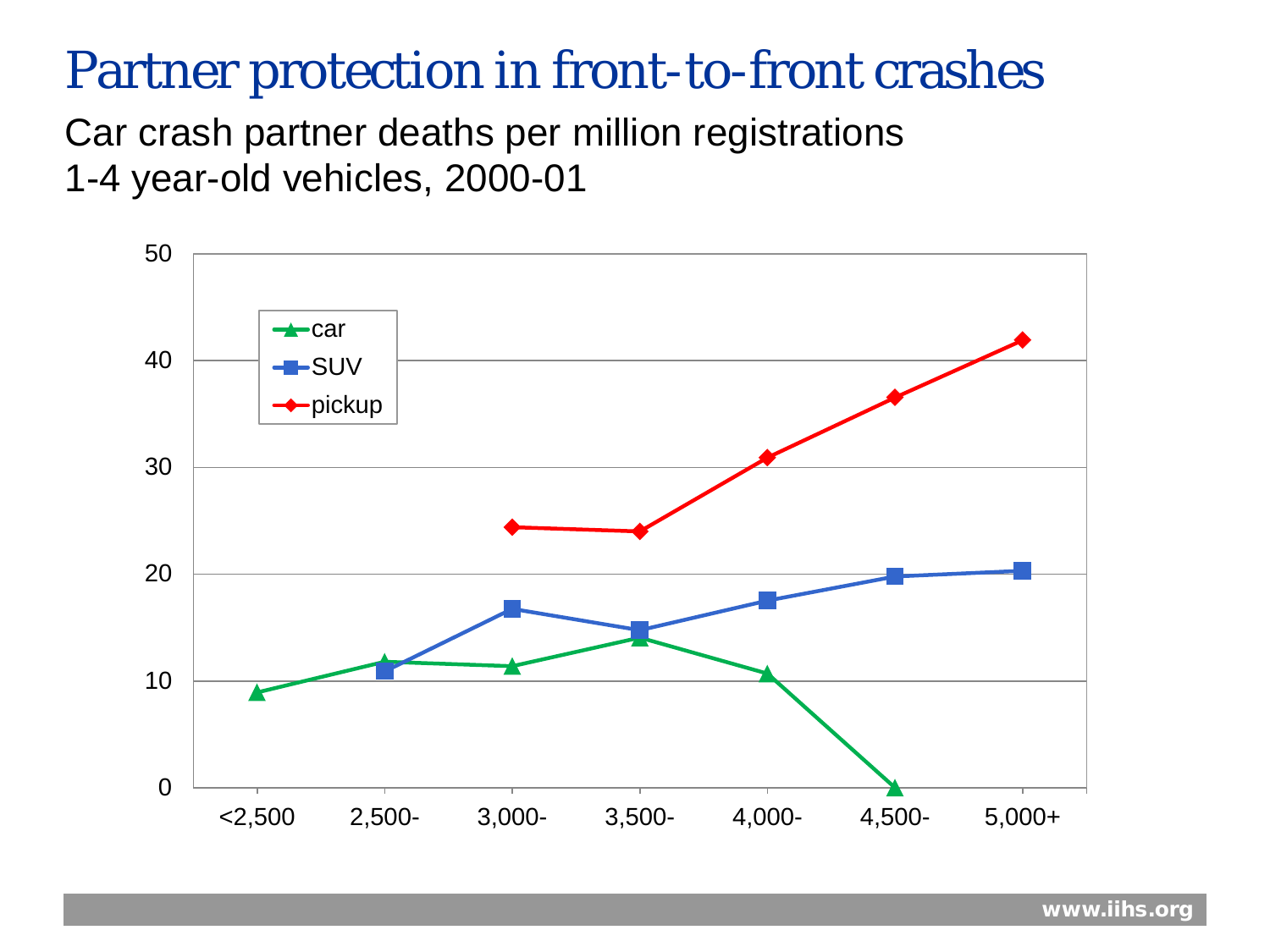# Partner protection in front-to-front crashes

Car crash partner deaths per million registrations
1-4 year-old vehicles, 2000-01

| | <2,500 | 2,500- | 3,000- | 3,500- | 4,000- | 4,500- | 5,000+ |
|---|---|---|---|---|---|---|---|
| car | 9 | 12 | 11 | 14 | 11 | 0 | |
| SUV | | 11 | 17 | 15 | 18 | 20 | 20 |
| pickup | | | 24 | 24 | 31 | 37 | 42 |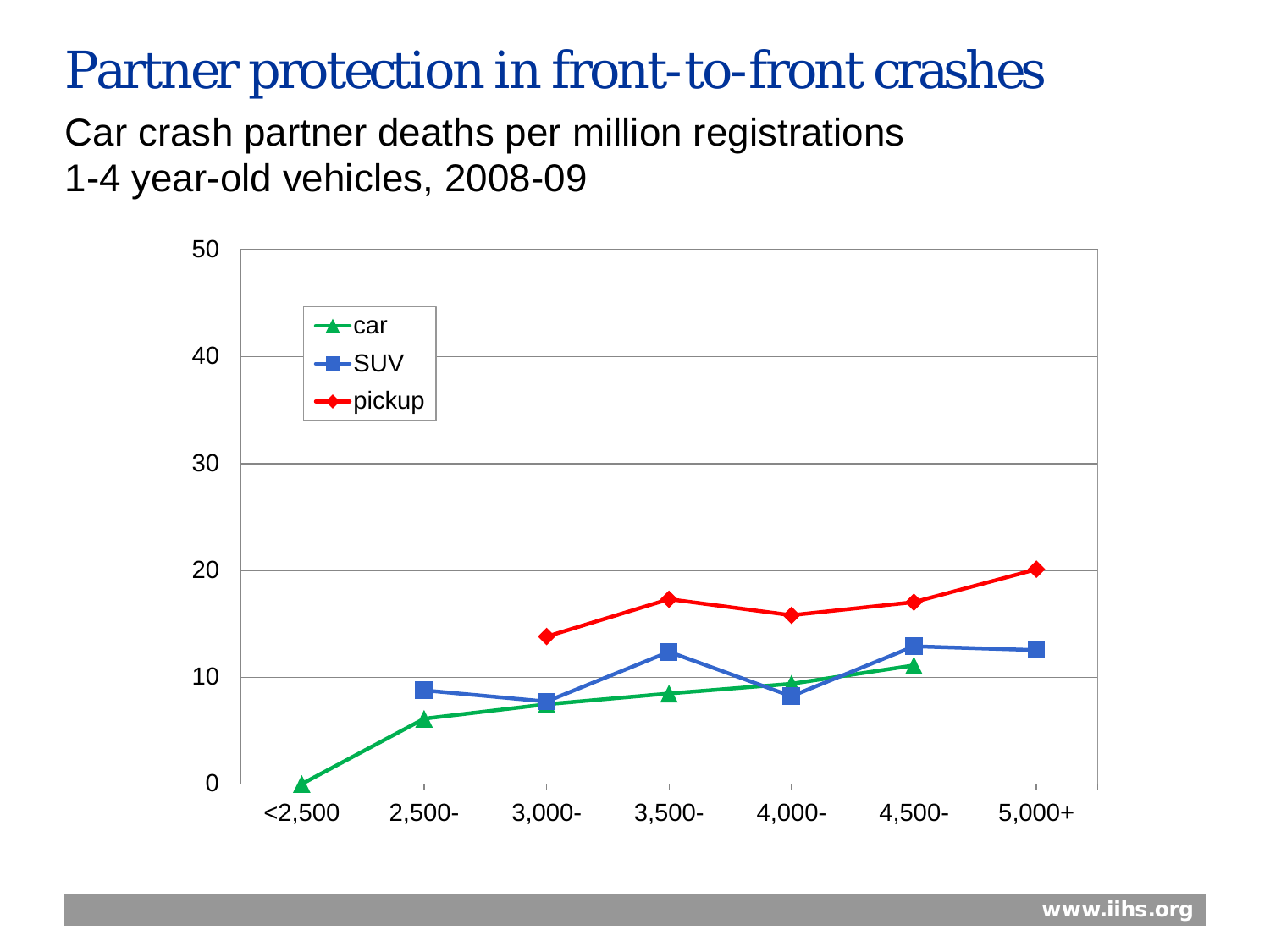# Partner protection in front-to-front crashes

Car crash partner deaths per million registrations
1-4 year-old vehicles, 2008-09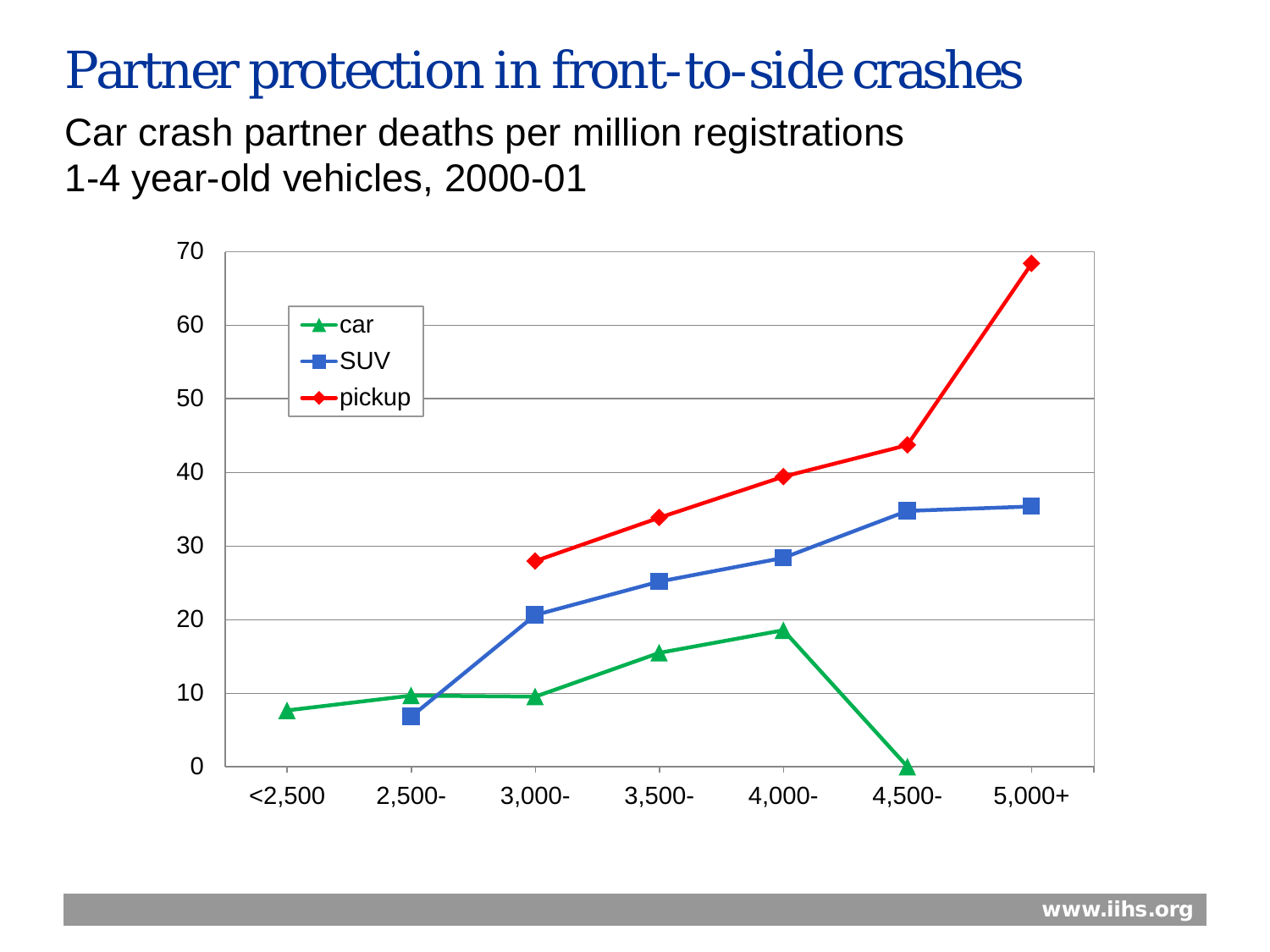# Partner protection in front-to-side crashes

Car crash partner deaths per million registrations
1-4 year-old vehicles, 2000-01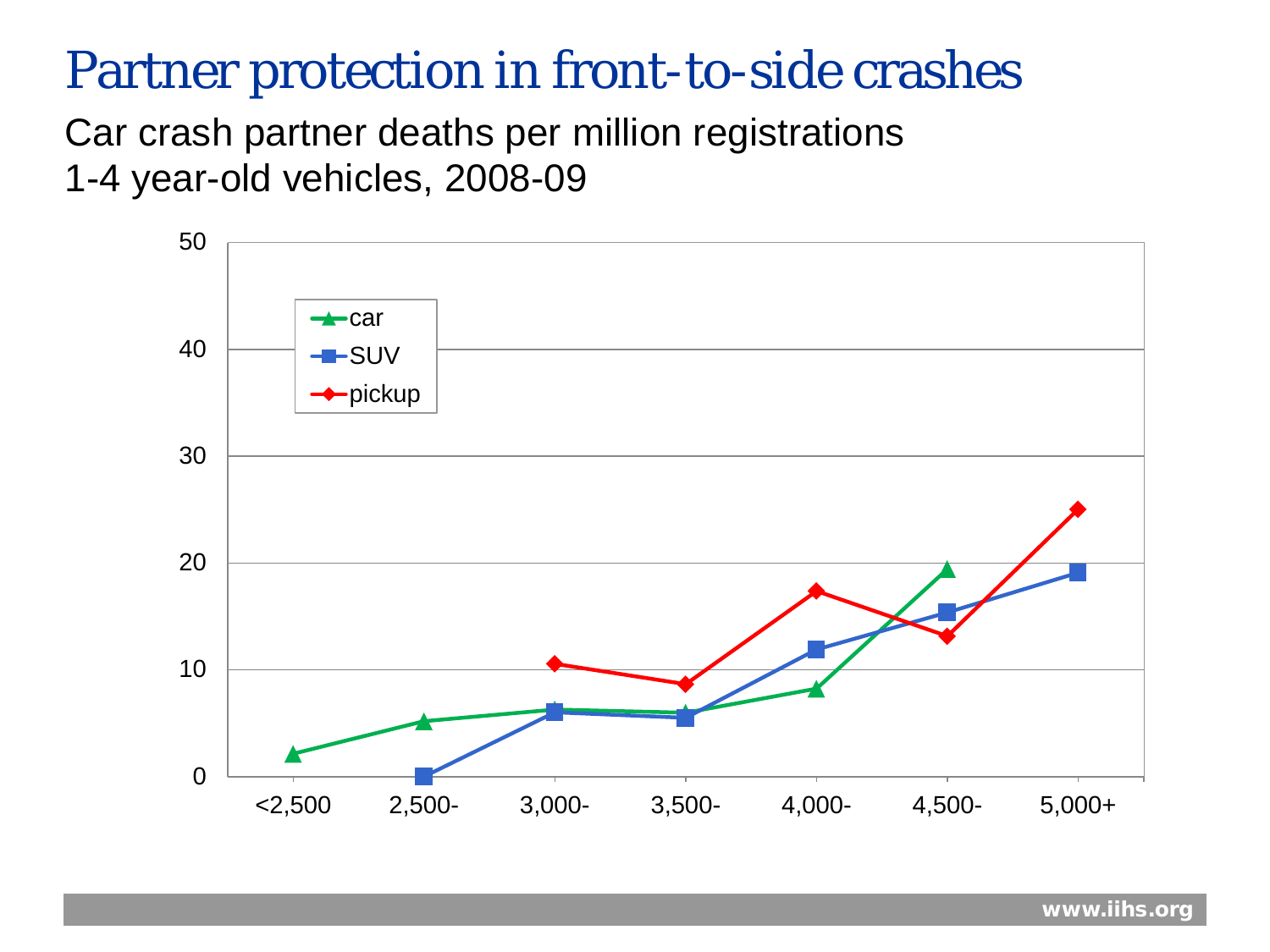# Partner protection in front-to-side crashes

Car crash partner deaths per million registrations
1-4 year-old vehicles, 2008-09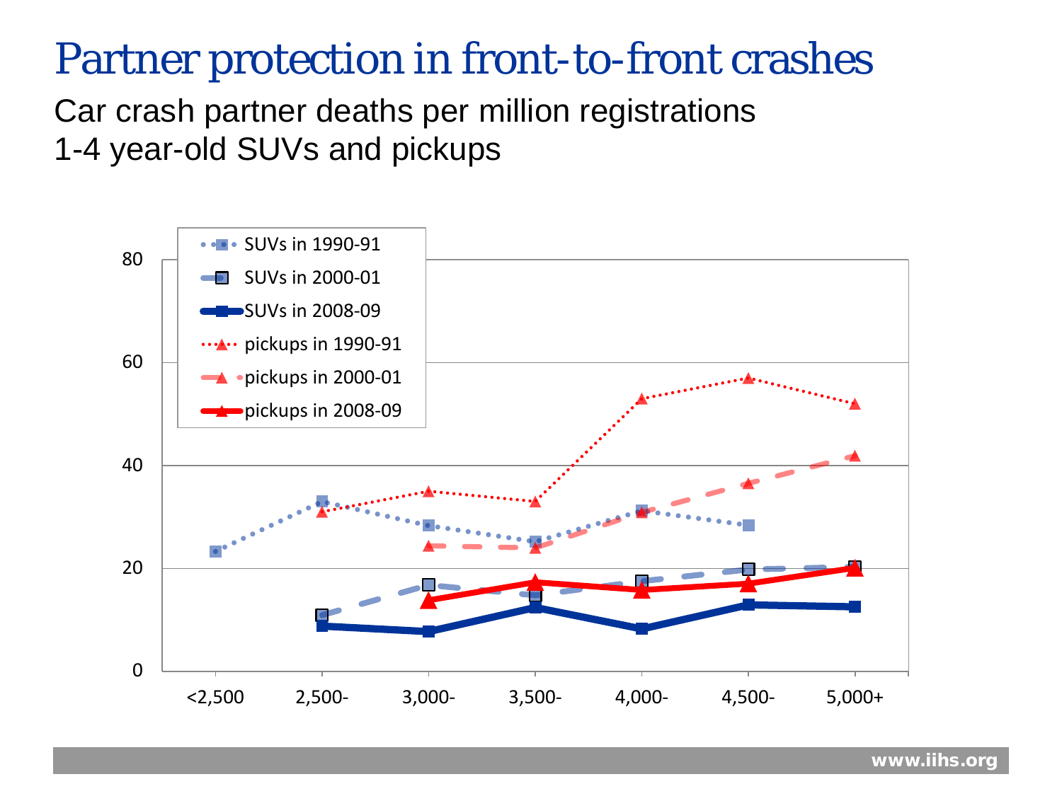# Partner protection in front-to-front crashes

Car crash partner deaths per million registrations
1-4 year-old SUVs and pickups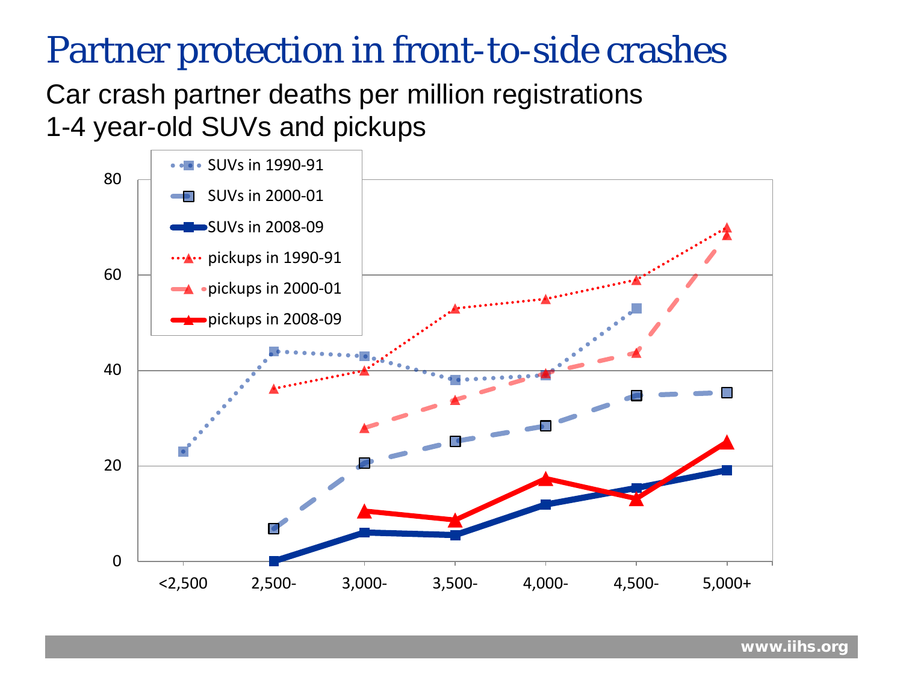# Partner protection in front-to-side crashes

Car crash partner deaths per million registrations
1-4 year-old SUVs and pickups

| Weight (lbs) | SUVs in 1990-91 | SUVs in 2000-01 | SUVs in 2008-09 | pickups in 1990-91 | pickups in 2000-01 | pickups in 2008-09 |
|---|---|---|---|---|---|---|
| <2,500 | 23 | | | | | |
| 2,500- | 44 | 7 | 0 | 36 | | |
| 3,000- | 43 | 21 | 6 | 40 | 28 | 11 |
| 3,500- | 38 | 25 | 6 | 53 | 34 | 9 |
| 4,000- | 39 | 28 | 12 | 55 | 39 | 17 |
| 4,500- | 53 | 35 | 15 | 59 | 44 | 13 |
| 5,000+ | | 35 | 19 | 70 | 68 | 25 |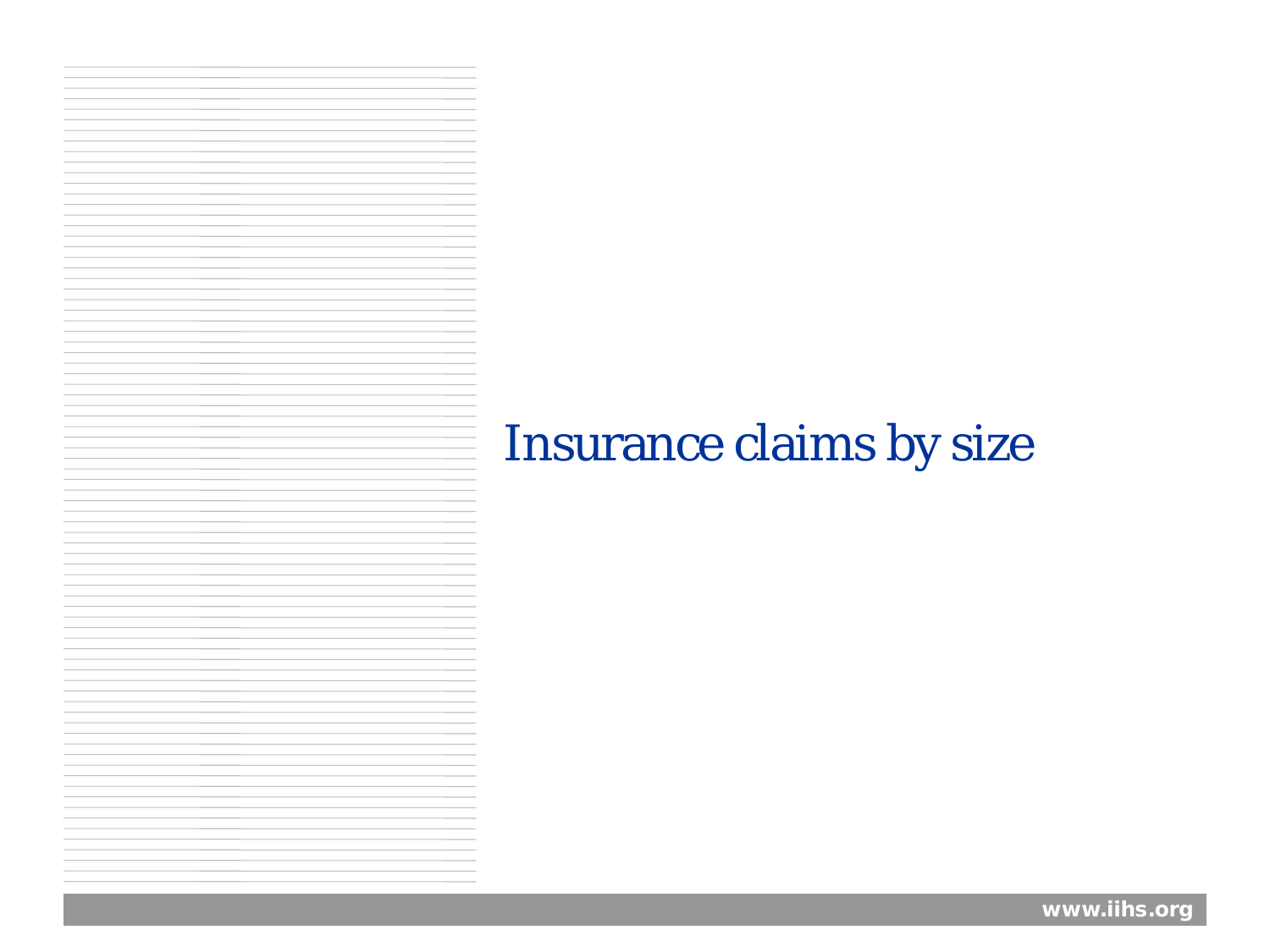# Insurance claims by size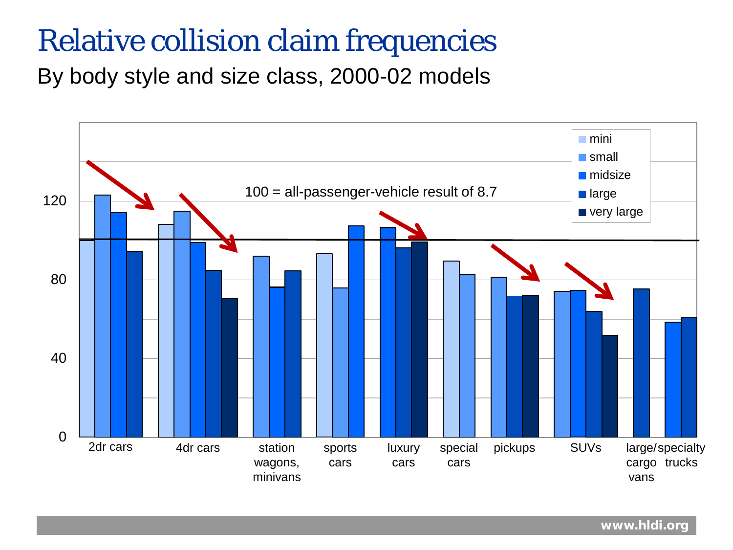# Relative collision claim frequencies

By body style and size class, 2000-02 models

100 = all-passenger-vehicle result of 8.7

mini
small
midsize
large
very large

120
80
40
0

2dr cars
4dr cars
station wagons, minivans
sports cars
luxury cars
special cars
pickups
SUVs
large/specialty cargo vans
trucks

www.hldi.org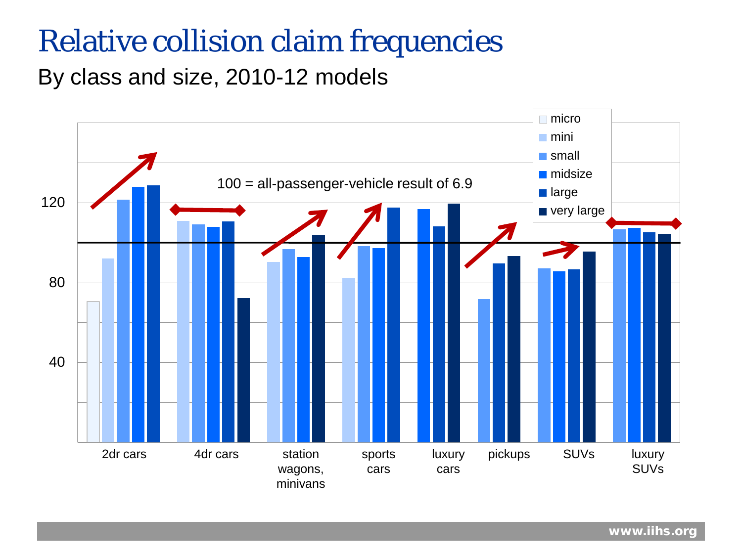# Relative collision claim frequencies

By class and size, 2010-12 models

100 = all-passenger-vehicle result of 6.9

Legend: micro, mini, small, midsize, large, very large

Y-axis: 40, 80, 120

Categories: 2dr cars, 4dr cars, station wagons, minivans, sports cars, luxury cars, pickups, SUVs, luxury SUVs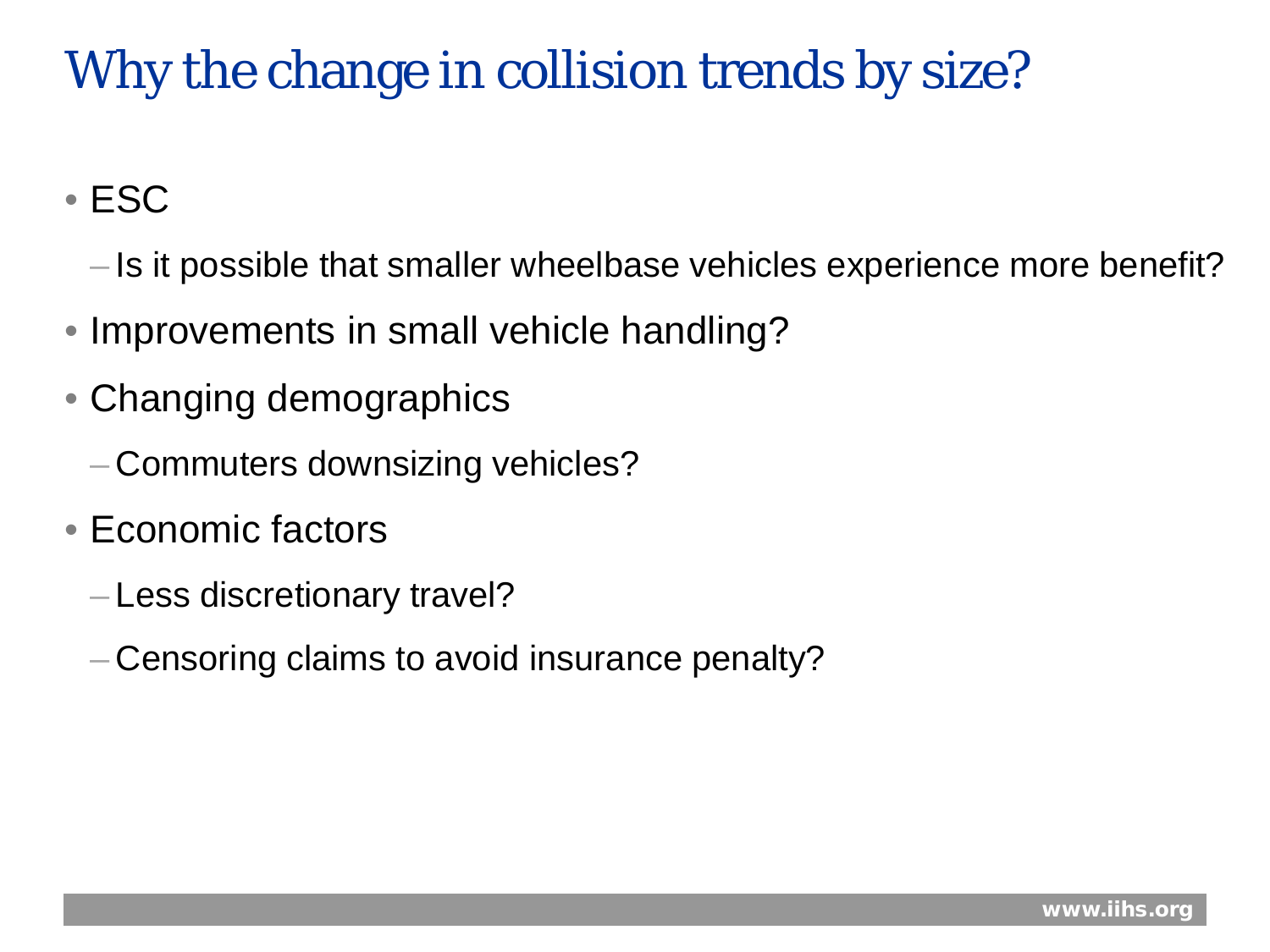# Why the change in collision trends by size?

- ESC
  - Is it possible that smaller wheelbase vehicles experience more benefit?
- Improvements in small vehicle handling?
- Changing demographics
  - Commuters downsizing vehicles?
- Economic factors
  - Less discretionary travel?
  - Censoring claims to avoid insurance penalty?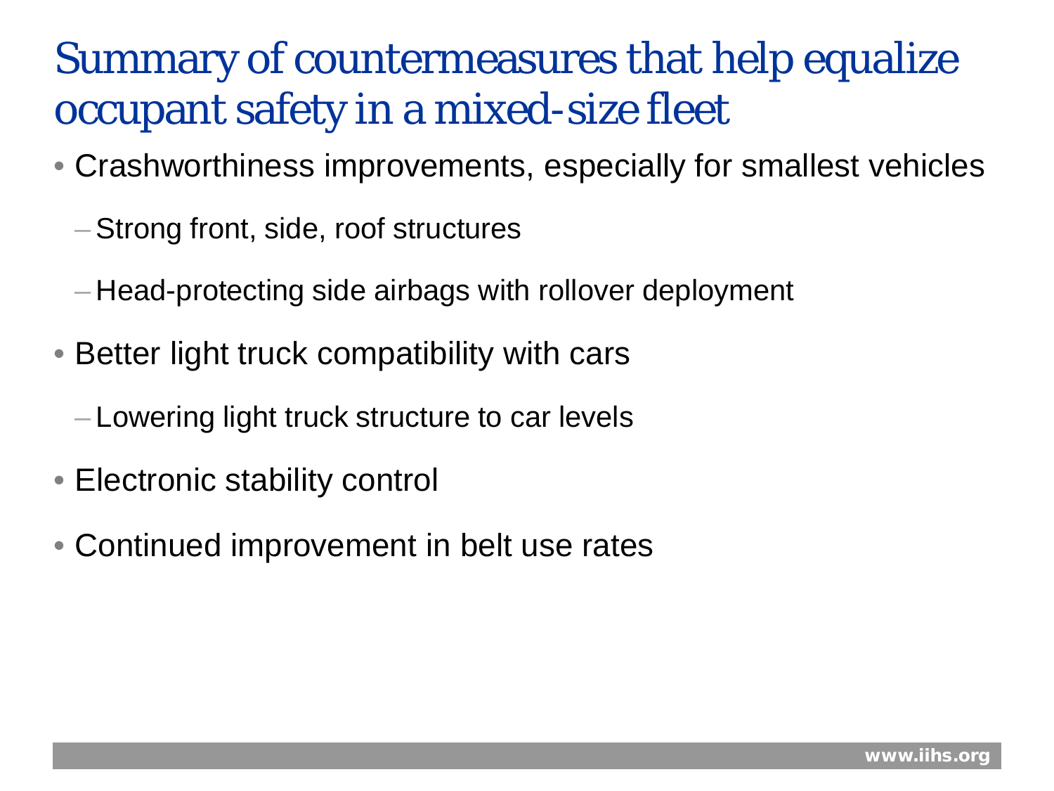# Summary of countermeasures that help equalize occupant safety in a mixed-size fleet

- Crashworthiness improvements, especially for smallest vehicles
  - Strong front, side, roof structures
  - Head-protecting side airbags with rollover deployment
- Better light truck compatibility with cars
  - Lowering light truck structure to car levels
- Electronic stability control
- Continued improvement in belt use rates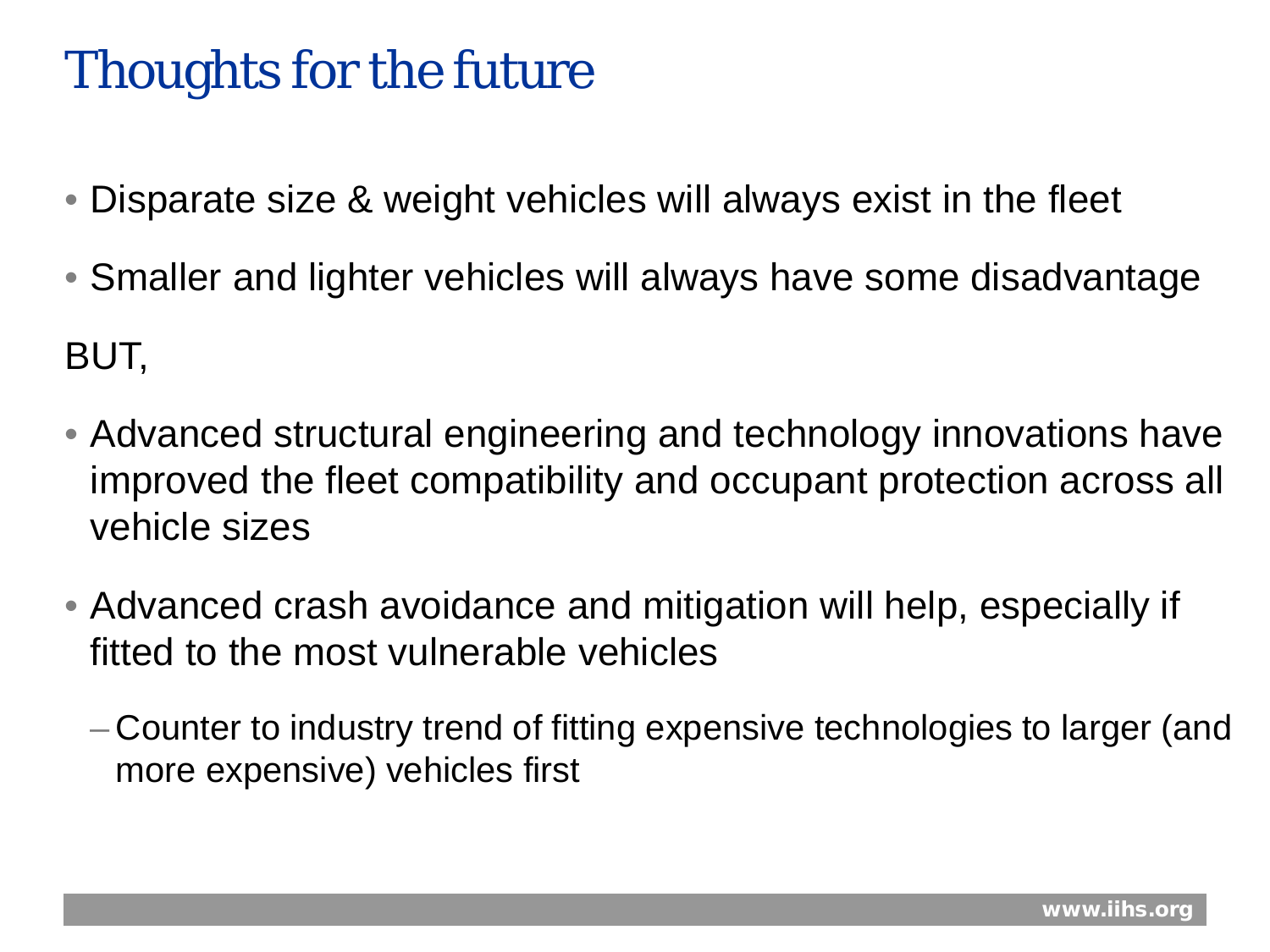# Thoughts for the future

- Disparate size & weight vehicles will always exist in the fleet
- Smaller and lighter vehicles will always have some disadvantage

BUT,

- Advanced structural engineering and technology innovations have improved the fleet compatibility and occupant protection across all vehicle sizes
- Advanced crash avoidance and mitigation will help, especially if fitted to the most vulnerable vehicles
  - Counter to industry trend of fitting expensive technologies to larger (and more expensive) vehicles first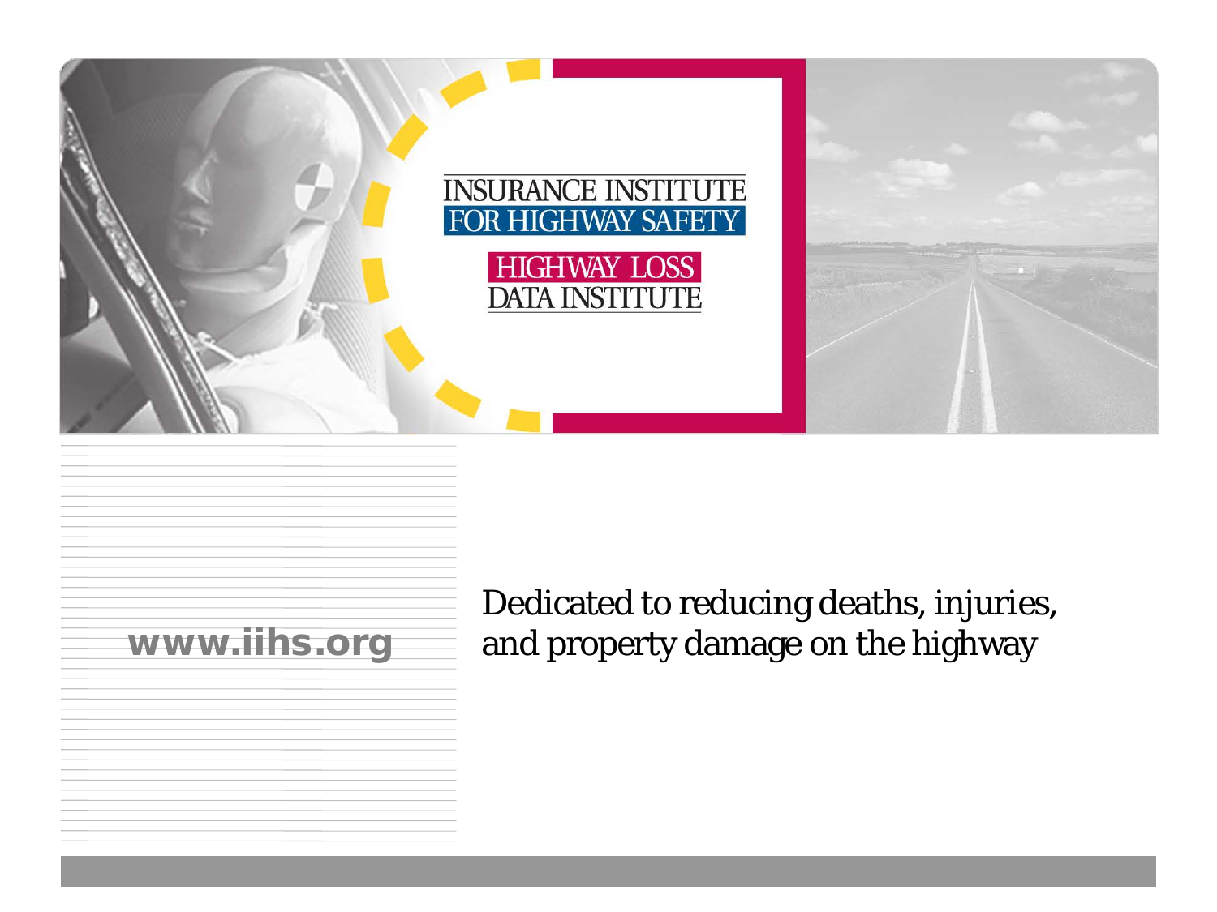INSURANCE INSTITUTE FOR HIGHWAY SAFETY

HIGHWAY LOSS DATA INSTITUTE

**www.iihs.org**

Dedicated to reducing deaths, injuries, and property damage on the highway